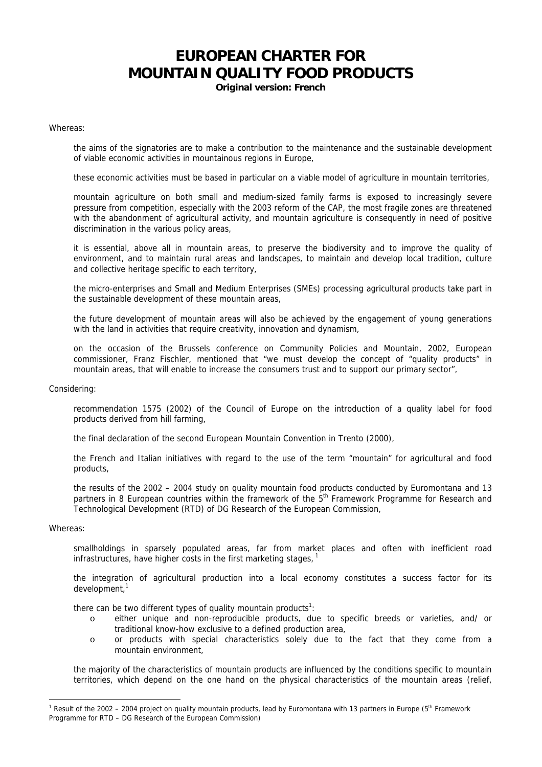# EUROPEAN CHARTER FOR MOUNTAIN QUALITY FOOD PRODUCTS

**Original version: French**

Whereas:

the aims of the signatories are to make a contribution to the maintenance and the sustainable development of viable economic activities in mountainous regions in Europe,

these economic activities must be based in particular on a viable model of agriculture in mountain territories,

mountain agriculture on both small and medium-sized family farms is exposed to increasingly severe pressure from competition, especially with the 2003 reform of the CAP, the most fragile zones are threatened with the abandonment of agricultural activity, and mountain agriculture is consequently in need of positive discrimination in the various policy areas,

it is essential, above all in mountain areas, to preserve the biodiversity and to improve the quality of environment, and to maintain rural areas and landscapes, to maintain and develop local tradition, culture and collective heritage specific to each territory,

the micro-enterprises and Small and Medium Enterprises (SMEs) processing agricultural products take part in the sustainable development of these mountain areas,

the future development of mountain areas will also be achieved by the engagement of young generations with the land in activities that require creativity, innovation and dynamism,

on the occasion of the Brussels conference on Community Policies and Mountain, 2002, European commissioner, Franz Fischler, mentioned that "we must develop the concept of "quality products" in mountain areas, that will enable to increase the consumers trust and to support our primary sector",

Considering:

recommendation 1575 (2002) of the Council of Europe on the introduction of a quality label for food products derived from hill farming,

the final declaration of the second European Mountain Convention in Trento (2000),

the French and Italian initiatives with regard to the use of the term "mountain" for agricultural and food products,

the results of the 2002 – 2004 study on quality mountain food products conducted by Euromontana and 13 partners in 8 European countries within the framework of the 5th Framework Programme for Research and Technological Development (RTD) of DG Research of the European Commission,

Whereas:

smallholdings in sparsely populated areas, far from market places and often with inefficient road infrastructures, have higher costs in the first marketing stages, [1]

the integration of agricultural production into a local economy constitutes a success factor for its development,[1]

there can be two different types of quality mountain products[1]:

- either unique and non-reproducible products, due to specific breeds or varieties, and/ or traditional know-how exclusive to a defined production area,
- or products with special characteristics solely due to the fact that they come from a mountain environment,

the majority of the characteristics of mountain products are influenced by the conditions specific to mountain territories, which depend on the one hand on the physical characteristics of the mountain areas (relief,

---

[1] Result of the 2002 – 2004 project on quality mountain products, lead by Euromontana with 13 partners in Europe (5th Framework Programme for RTD – DG Research of the European Commission)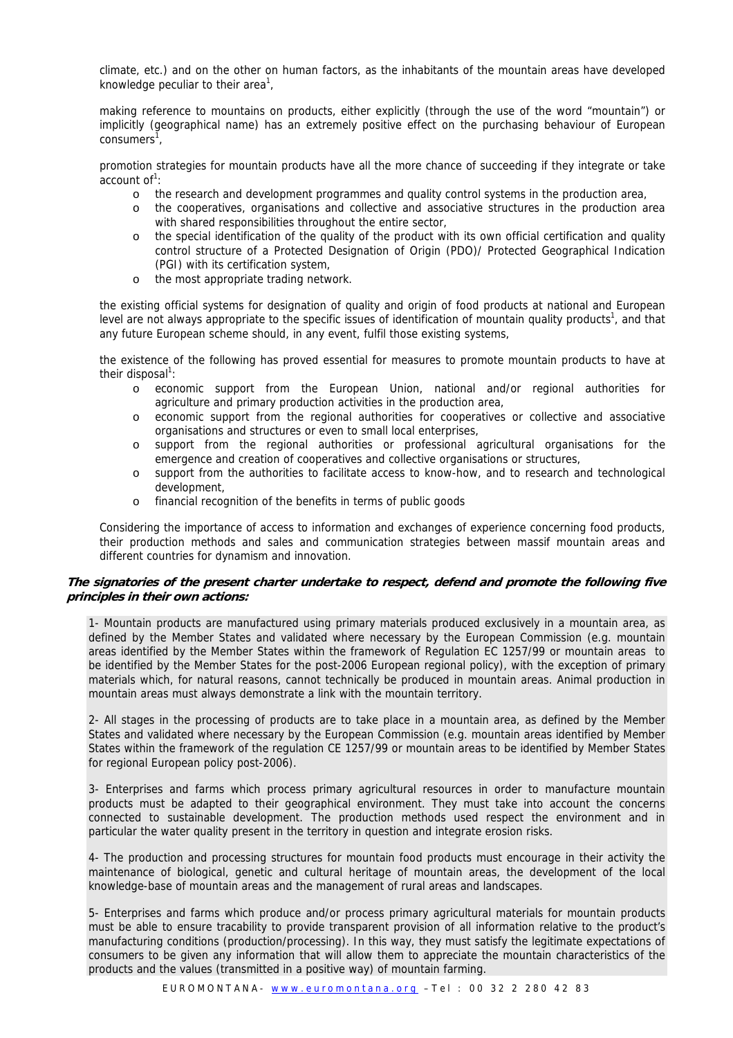climate, etc.) and on the other on human factors, as the inhabitants of the mountain areas have developed knowledge peculiar to their area[1],

making reference to mountains on products, either explicitly (through the use of the word "mountain") or implicitly (geographical name) has an extremely positive effect on the purchasing behaviour of European consumers[1],

promotion strategies for mountain products have all the more chance of succeeding if they integrate or take account of[1]:

- the research and development programmes and quality control systems in the production area,
- the cooperatives, organisations and collective and associative structures in the production area with shared responsibilities throughout the entire sector,
- the special identification of the quality of the product with its own official certification and quality control structure of a Protected Designation of Origin (PDO)/ Protected Geographical Indication (PGI) with its certification system,
- the most appropriate trading network.

the existing official systems for designation of quality and origin of food products at national and European level are not always appropriate to the specific issues of identification of mountain quality products[1], and that any future European scheme should, in any event, fulfil those existing systems,

the existence of the following has proved essential for measures to promote mountain products to have at their disposal[1]:

- economic support from the European Union, national and/or regional authorities for agriculture and primary production activities in the production area,
- economic support from the regional authorities for cooperatives or collective and associative organisations and structures or even to small local enterprises,
- support from the regional authorities or professional agricultural organisations for the emergence and creation of cooperatives and collective organisations or structures,
- support from the authorities to facilitate access to know-how, and to research and technological development,
- financial recognition of the benefits in terms of public goods

Considering the importance of access to information and exchanges of experience concerning food products, their production methods and sales and communication strategies between massif mountain areas and different countries for dynamism and innovation.

***The signatories of the present charter undertake to respect, defend and promote the following five principles in their own actions:***

1- Mountain products are manufactured using primary materials produced exclusively in a mountain area, as defined by the Member States and validated where necessary by the European Commission (e.g. mountain areas identified by the Member States within the framework of Regulation EC 1257/99 or mountain areas to be identified by the Member States for the post-2006 European regional policy), with the exception of primary materials which, for natural reasons, cannot technically be produced in mountain areas. Animal production in mountain areas must always demonstrate a link with the mountain territory.

2- All stages in the processing of products are to take place in a mountain area, as defined by the Member States and validated where necessary by the European Commission (e.g. mountain areas identified by Member States within the framework of the regulation CE 1257/99 or mountain areas to be identified by Member States for regional European policy post-2006).

3- Enterprises and farms which process primary agricultural resources in order to manufacture mountain products must be adapted to their geographical environment. They must take into account the concerns connected to sustainable development. The production methods used respect the environment and in particular the water quality present in the territory in question and integrate erosion risks.

4- The production and processing structures for mountain food products must encourage in their activity the maintenance of biological, genetic and cultural heritage of mountain areas, the development of the local knowledge-base of mountain areas and the management of rural areas and landscapes.

5- Enterprises and farms which produce and/or process primary agricultural materials for mountain products must be able to ensure tracability to provide transparent provision of all information relative to the product's manufacturing conditions (production/processing). In this way, they must satisfy the legitimate expectations of consumers to be given any information that will allow them to appreciate the mountain characteristics of the products and the values (transmitted in a positive way) of mountain farming.